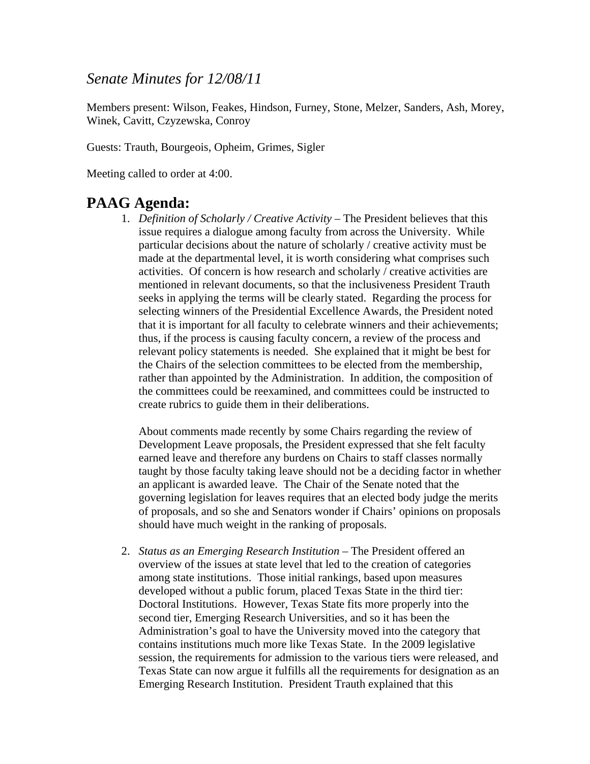*Senate Minutes for 12/08/11*

Members present: Wilson, Feakes, Hindson, Furney, Stone, Melzer, Sanders, Ash, Morey, Winek, Cavitt, Czyzewska, Conroy

Guests: Trauth, Bourgeois, Opheim, Grimes, Sigler

Meeting called to order at 4:00.

## PAAG Agenda:

1. *Definition of Scholarly / Creative Activity* – The President believes that this issue requires a dialogue among faculty from across the University. While particular decisions about the nature of scholarly / creative activity must be made at the departmental level, it is worth considering what comprises such activities. Of concern is how research and scholarly / creative activities are mentioned in relevant documents, so that the inclusiveness President Trauth seeks in applying the terms will be clearly stated. Regarding the process for selecting winners of the Presidential Excellence Awards, the President noted that it is important for all faculty to celebrate winners and their achievements; thus, if the process is causing faculty concern, a review of the process and relevant policy statements is needed. She explained that it might be best for the Chairs of the selection committees to be elected from the membership, rather than appointed by the Administration. In addition, the composition of the committees could be reexamined, and committees could be instructed to create rubrics to guide them in their deliberations.

   About comments made recently by some Chairs regarding the review of Development Leave proposals, the President expressed that she felt faculty earned leave and therefore any burdens on Chairs to staff classes normally taught by those faculty taking leave should not be a deciding factor in whether an applicant is awarded leave. The Chair of the Senate noted that the governing legislation for leaves requires that an elected body judge the merits of proposals, and so she and Senators wonder if Chairs' opinions on proposals should have much weight in the ranking of proposals.

2. *Status as an Emerging Research Institution* – The President offered an overview of the issues at state level that led to the creation of categories among state institutions. Those initial rankings, based upon measures developed without a public forum, placed Texas State in the third tier: Doctoral Institutions. However, Texas State fits more properly into the second tier, Emerging Research Universities, and so it has been the Administration's goal to have the University moved into the category that contains institutions much more like Texas State. In the 2009 legislative session, the requirements for admission to the various tiers were released, and Texas State can now argue it fulfills all the requirements for designation as an Emerging Research Institution. President Trauth explained that this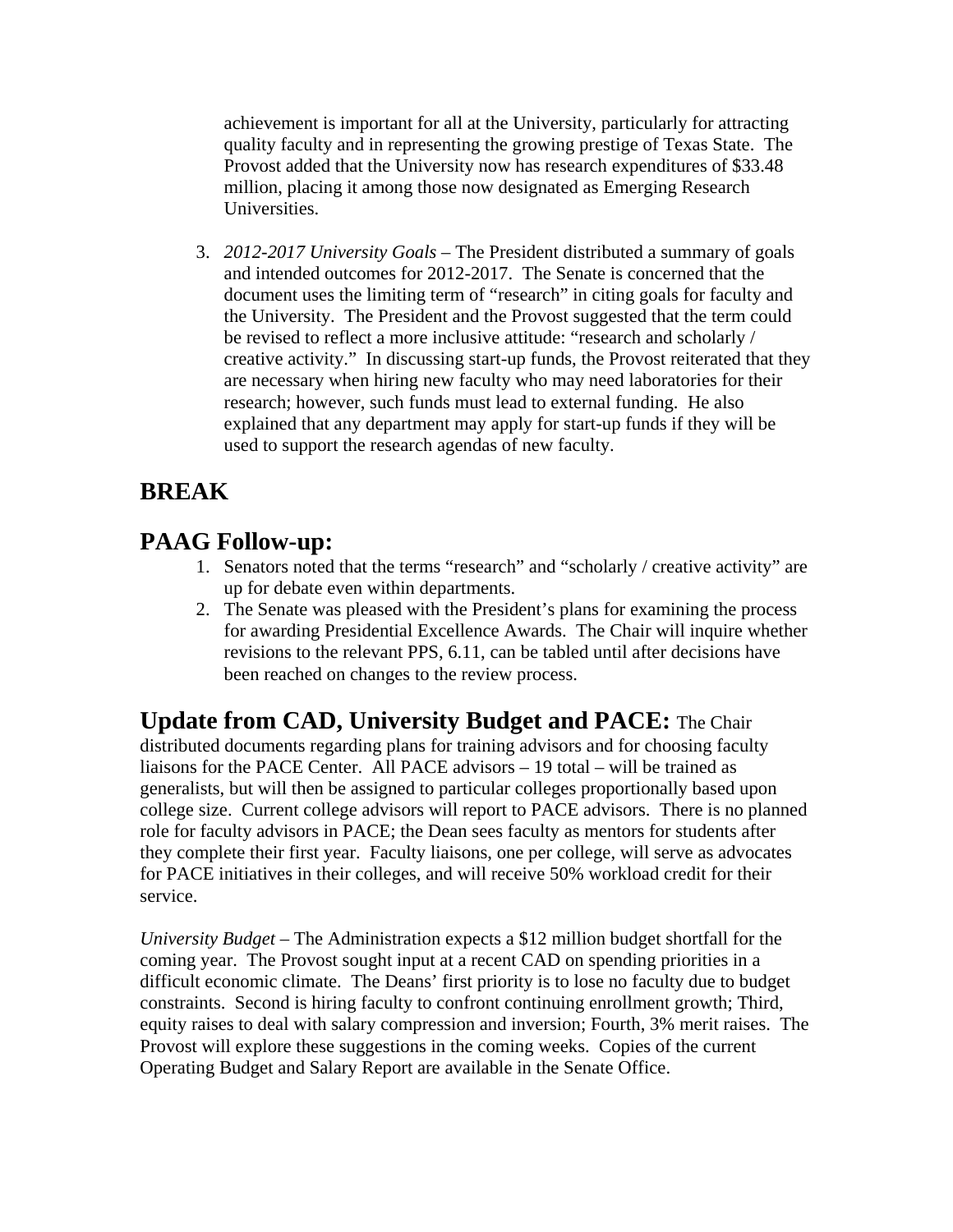achievement is important for all at the University, particularly for attracting quality faculty and in representing the growing prestige of Texas State. The Provost added that the University now has research expenditures of $33.48 million, placing it among those now designated as Emerging Research Universities.

3. *2012-2017 University Goals* – The President distributed a summary of goals and intended outcomes for 2012-2017. The Senate is concerned that the document uses the limiting term of "research" in citing goals for faculty and the University. The President and the Provost suggested that the term could be revised to reflect a more inclusive attitude: "research and scholarly / creative activity." In discussing start-up funds, the Provost reiterated that they are necessary when hiring new faculty who may need laboratories for their research; however, such funds must lead to external funding. He also explained that any department may apply for start-up funds if they will be used to support the research agendas of new faculty.

## BREAK

## PAAG Follow-up:

1. Senators noted that the terms "research" and "scholarly / creative activity" are up for debate even within departments.
2. The Senate was pleased with the President's plans for examining the process for awarding Presidential Excellence Awards. The Chair will inquire whether revisions to the relevant PPS, 6.11, can be tabled until after decisions have been reached on changes to the review process.

## Update from CAD, University Budget and PACE:

The Chair distributed documents regarding plans for training advisors and for choosing faculty liaisons for the PACE Center. All PACE advisors – 19 total – will be trained as generalists, but will then be assigned to particular colleges proportionally based upon college size. Current college advisors will report to PACE advisors. There is no planned role for faculty advisors in PACE; the Dean sees faculty as mentors for students after they complete their first year. Faculty liaisons, one per college, will serve as advocates for PACE initiatives in their colleges, and will receive 50% workload credit for their service.

*University Budget* – The Administration expects a $12 million budget shortfall for the coming year. The Provost sought input at a recent CAD on spending priorities in a difficult economic climate. The Deans' first priority is to lose no faculty due to budget constraints. Second is hiring faculty to confront continuing enrollment growth; Third, equity raises to deal with salary compression and inversion; Fourth, 3% merit raises. The Provost will explore these suggestions in the coming weeks. Copies of the current Operating Budget and Salary Report are available in the Senate Office.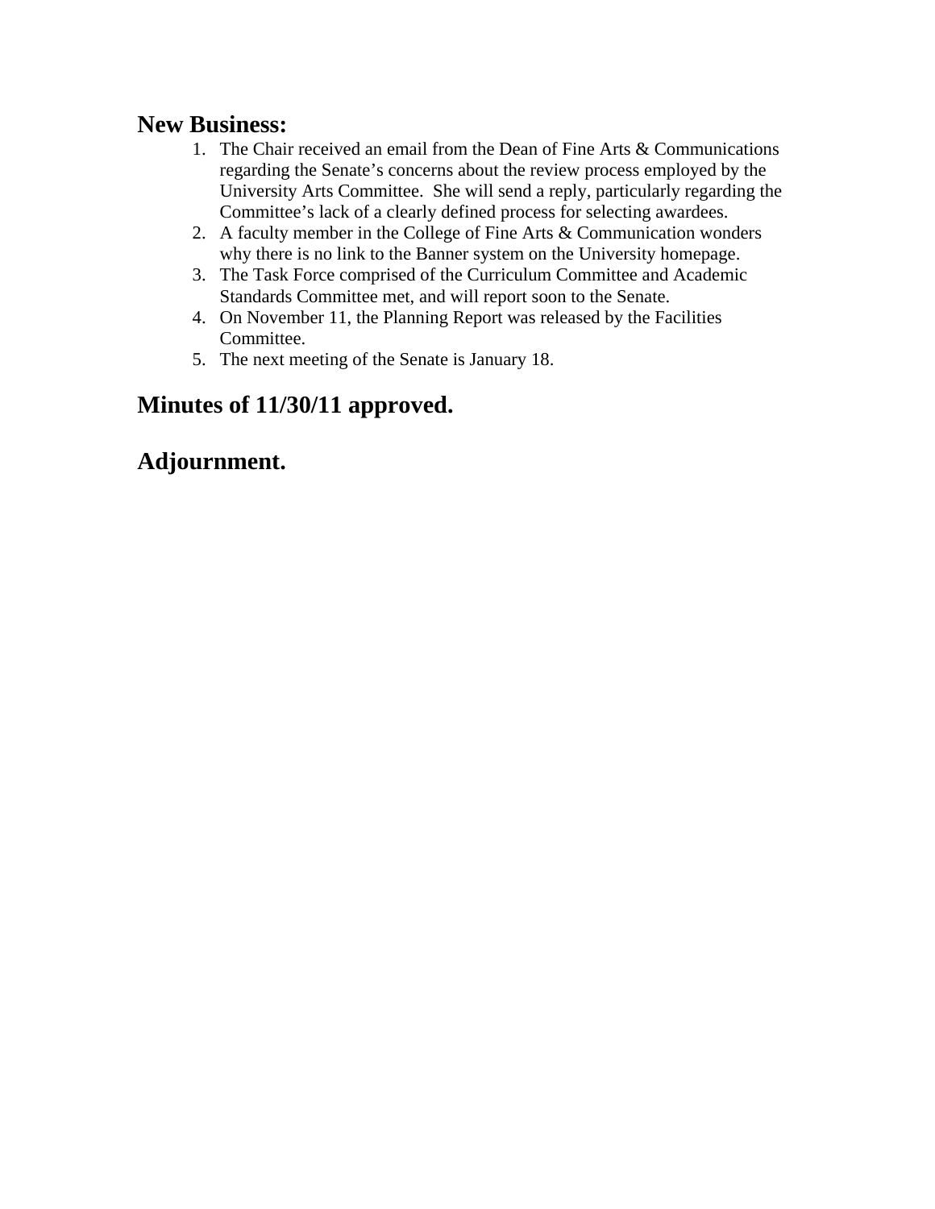## New Business:

1. The Chair received an email from the Dean of Fine Arts & Communications regarding the Senate's concerns about the review process employed by the University Arts Committee. She will send a reply, particularly regarding the Committee's lack of a clearly defined process for selecting awardees.
2. A faculty member in the College of Fine Arts & Communication wonders why there is no link to the Banner system on the University homepage.
3. The Task Force comprised of the Curriculum Committee and Academic Standards Committee met, and will report soon to the Senate.
4. On November 11, the Planning Report was released by the Facilities Committee.
5. The next meeting of the Senate is January 18.

## Minutes of 11/30/11 approved.

## Adjournment.